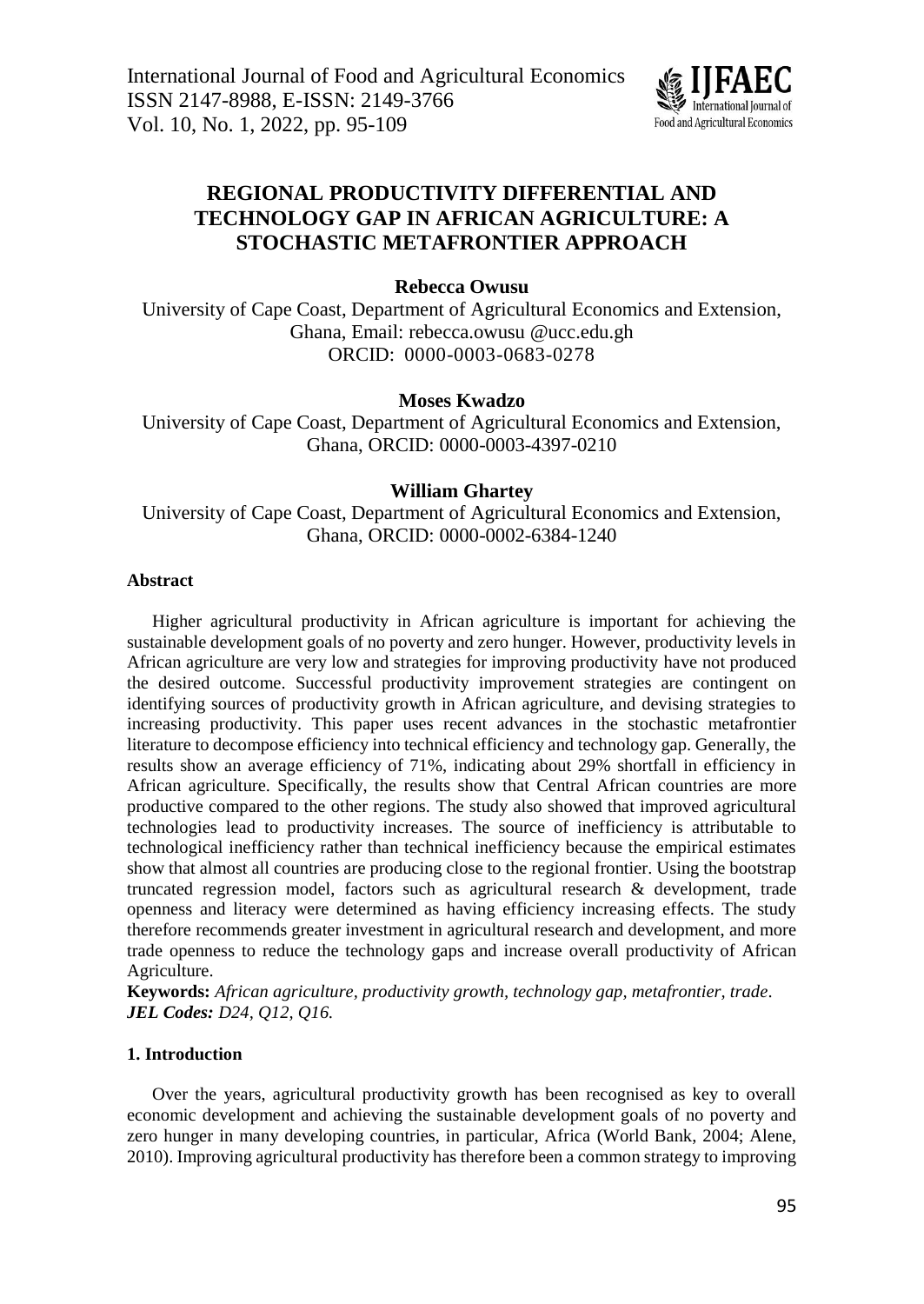# REGIONAL PRODUCTIVITY DIFFERENTIAL AND TECHNOLOGY GAP IN AFRICAN AGRICULTURE: A STOCHASTIC METAFRONTIER APPROACH

**Rebecca Owusu**

University of Cape Coast, Department of Agricultural Economics and Extension, Ghana, Email: rebecca.owusu @ucc.edu.gh
ORCID: 0000-0003-0683-0278

**Moses Kwadzo**

University of Cape Coast, Department of Agricultural Economics and Extension, Ghana, ORCID: 0000-0003-4397-0210

**William Ghartey**

University of Cape Coast, Department of Agricultural Economics and Extension, Ghana, ORCID: 0000-0002-6384-1240

### Abstract

Higher agricultural productivity in African agriculture is important for achieving the sustainable development goals of no poverty and zero hunger. However, productivity levels in African agriculture are very low and strategies for improving productivity have not produced the desired outcome. Successful productivity improvement strategies are contingent on identifying sources of productivity growth in African agriculture, and devising strategies to increasing productivity. This paper uses recent advances in the stochastic metafrontier literature to decompose efficiency into technical efficiency and technology gap. Generally, the results show an average efficiency of 71%, indicating about 29% shortfall in efficiency in African agriculture. Specifically, the results show that Central African countries are more productive compared to the other regions. The study also showed that improved agricultural technologies lead to productivity increases. The source of inefficiency is attributable to technological inefficiency rather than technical inefficiency because the empirical estimates show that almost all countries are producing close to the regional frontier. Using the bootstrap truncated regression model, factors such as agricultural research & development, trade openness and literacy were determined as having efficiency increasing effects. The study therefore recommends greater investment in agricultural research and development, and more trade openness to reduce the technology gaps and increase overall productivity of African Agriculture.

**Keywords:** *African agriculture, productivity growth, technology gap, metafrontier, trade.*
***JEL Codes:** D24, Q12, Q16.*

### 1. Introduction

Over the years, agricultural productivity growth has been recognised as key to overall economic development and achieving the sustainable development goals of no poverty and zero hunger in many developing countries, in particular, Africa (World Bank, 2004; Alene, 2010). Improving agricultural productivity has therefore been a common strategy to improving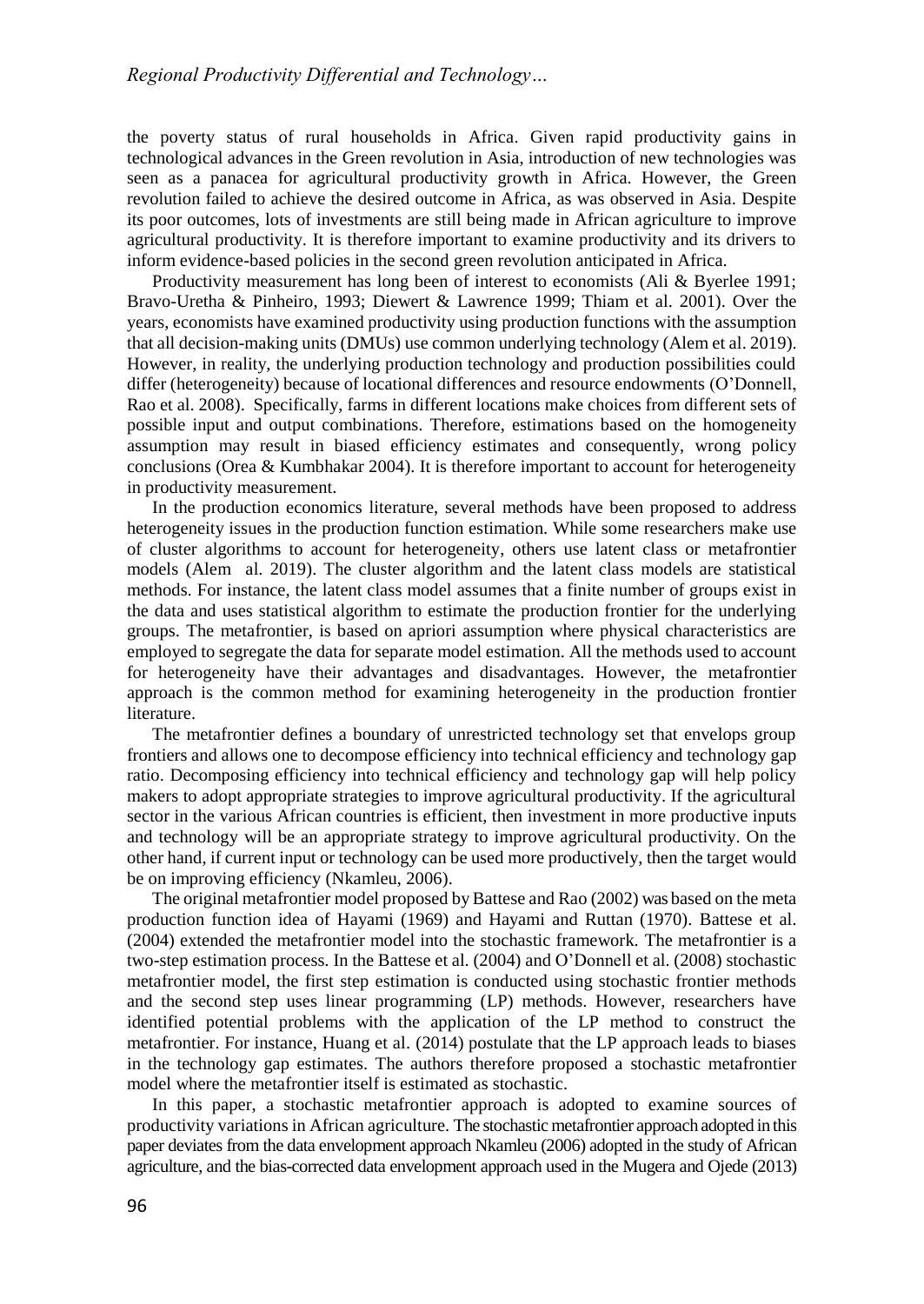the poverty status of rural households in Africa. Given rapid productivity gains in technological advances in the Green revolution in Asia, introduction of new technologies was seen as a panacea for agricultural productivity growth in Africa. However, the Green revolution failed to achieve the desired outcome in Africa, as was observed in Asia. Despite its poor outcomes, lots of investments are still being made in African agriculture to improve agricultural productivity. It is therefore important to examine productivity and its drivers to inform evidence-based policies in the second green revolution anticipated in Africa.

Productivity measurement has long been of interest to economists (Ali & Byerlee 1991; Bravo-Uretha & Pinheiro, 1993; Diewert & Lawrence 1999; Thiam et al. 2001). Over the years, economists have examined productivity using production functions with the assumption that all decision-making units (DMUs) use common underlying technology (Alem et al. 2019). However, in reality, the underlying production technology and production possibilities could differ (heterogeneity) because of locational differences and resource endowments (O'Donnell, Rao et al. 2008). Specifically, farms in different locations make choices from different sets of possible input and output combinations. Therefore, estimations based on the homogeneity assumption may result in biased efficiency estimates and consequently, wrong policy conclusions (Orea & Kumbhakar 2004). It is therefore important to account for heterogeneity in productivity measurement.

In the production economics literature, several methods have been proposed to address heterogeneity issues in the production function estimation. While some researchers make use of cluster algorithms to account for heterogeneity, others use latent class or metafrontier models (Alem al. 2019). The cluster algorithm and the latent class models are statistical methods. For instance, the latent class model assumes that a finite number of groups exist in the data and uses statistical algorithm to estimate the production frontier for the underlying groups. The metafrontier, is based on apriori assumption where physical characteristics are employed to segregate the data for separate model estimation. All the methods used to account for heterogeneity have their advantages and disadvantages. However, the metafrontier approach is the common method for examining heterogeneity in the production frontier literature.

The metafrontier defines a boundary of unrestricted technology set that envelops group frontiers and allows one to decompose efficiency into technical efficiency and technology gap ratio. Decomposing efficiency into technical efficiency and technology gap will help policy makers to adopt appropriate strategies to improve agricultural productivity. If the agricultural sector in the various African countries is efficient, then investment in more productive inputs and technology will be an appropriate strategy to improve agricultural productivity. On the other hand, if current input or technology can be used more productively, then the target would be on improving efficiency (Nkamleu, 2006).

The original metafrontier model proposed by Battese and Rao (2002) was based on the meta production function idea of Hayami (1969) and Hayami and Ruttan (1970). Battese et al. (2004) extended the metafrontier model into the stochastic framework. The metafrontier is a two-step estimation process. In the Battese et al. (2004) and O'Donnell et al. (2008) stochastic metafrontier model, the first step estimation is conducted using stochastic frontier methods and the second step uses linear programming (LP) methods. However, researchers have identified potential problems with the application of the LP method to construct the metafrontier. For instance, Huang et al. (2014) postulate that the LP approach leads to biases in the technology gap estimates. The authors therefore proposed a stochastic metafrontier model where the metafrontier itself is estimated as stochastic.

In this paper, a stochastic metafrontier approach is adopted to examine sources of productivity variations in African agriculture. The stochastic metafrontier approach adopted in this paper deviates from the data envelopment approach Nkamleu (2006) adopted in the study of African agriculture, and the bias-corrected data envelopment approach used in the Mugera and Ojede (2013)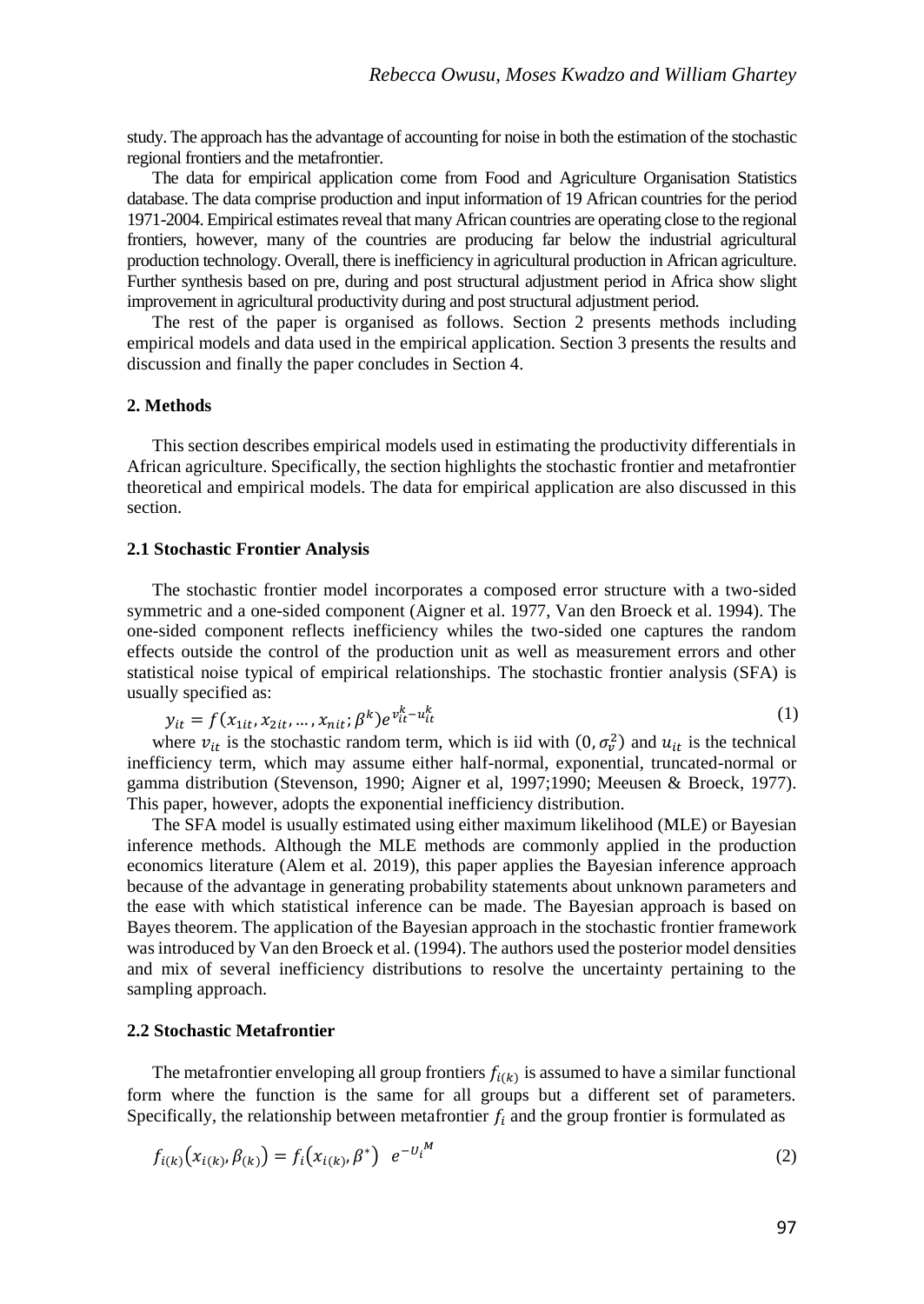study. The approach has the advantage of accounting for noise in both the estimation of the stochastic regional frontiers and the metafrontier.

The data for empirical application come from Food and Agriculture Organisation Statistics database. The data comprise production and input information of 19 African countries for the period 1971-2004. Empirical estimates reveal that many African countries are operating close to the regional frontiers, however, many of the countries are producing far below the industrial agricultural production technology. Overall, there is inefficiency in agricultural production in African agriculture. Further synthesis based on pre, during and post structural adjustment period in Africa show slight improvement in agricultural productivity during and post structural adjustment period.

The rest of the paper is organised as follows. Section 2 presents methods including empirical models and data used in the empirical application. Section 3 presents the results and discussion and finally the paper concludes in Section 4.

#### 2. Methods

This section describes empirical models used in estimating the productivity differentials in African agriculture. Specifically, the section highlights the stochastic frontier and metafrontier theoretical and empirical models. The data for empirical application are also discussed in this section.

#### 2.1 Stochastic Frontier Analysis

The stochastic frontier model incorporates a composed error structure with a two-sided symmetric and a one-sided component (Aigner et al. 1977, Van den Broeck et al. 1994). The one-sided component reflects inefficiency whiles the two-sided one captures the random effects outside the control of the production unit as well as measurement errors and other statistical noise typical of empirical relationships. The stochastic frontier analysis (SFA) is usually specified as:

$$y_{it} = f(x_{1it}, x_{2it}, \dots, x_{nit}; \beta^k)e^{v_{it}^k - u_{it}^k} \tag{1}$$

where $v_{it}$ is the stochastic random term, which is iid with $(0, \sigma_v^2)$ and $u_{it}$ is the technical inefficiency term, which may assume either half-normal, exponential, truncated-normal or gamma distribution (Stevenson, 1990; Aigner et al, 1997;1990; Meeusen & Broeck, 1977). This paper, however, adopts the exponential inefficiency distribution.

The SFA model is usually estimated using either maximum likelihood (MLE) or Bayesian inference methods. Although the MLE methods are commonly applied in the production economics literature (Alem et al. 2019), this paper applies the Bayesian inference approach because of the advantage in generating probability statements about unknown parameters and the ease with which statistical inference can be made. The Bayesian approach is based on Bayes theorem. The application of the Bayesian approach in the stochastic frontier framework was introduced by Van den Broeck et al. (1994). The authors used the posterior model densities and mix of several inefficiency distributions to resolve the uncertainty pertaining to the sampling approach.

#### 2.2 Stochastic Metafrontier

The metafrontier enveloping all group frontiers $f_{i(k)}$ is assumed to have a similar functional form where the function is the same for all groups but a different set of parameters. Specifically, the relationship between metafrontier $f_i$ and the group frontier is formulated as

$$f_{i(k)}\big(x_{i(k)}, \beta_{(k)}\big) = f_i\big(x_{i(k)}, \beta^*\big) \quad e^{-U_i{}^M} \tag{2}$$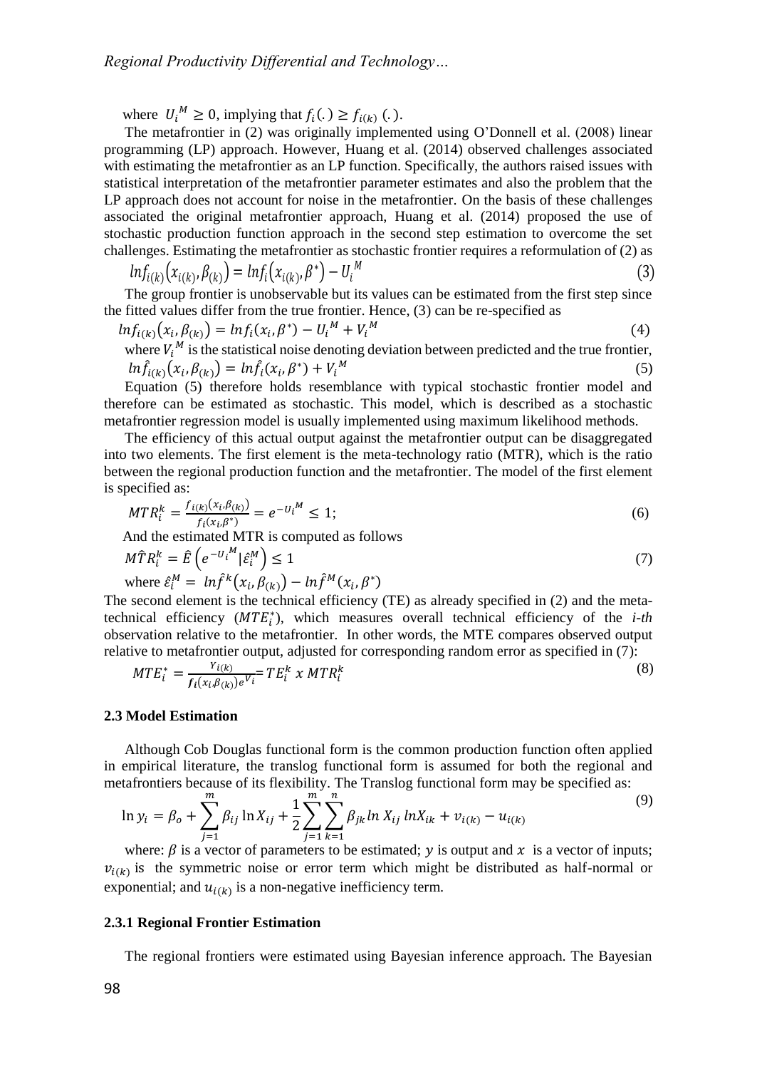where $U_i^M \geq 0$, implying that $f_i(.) \geq f_{i(k)}(.)$.

The metafrontier in (2) was originally implemented using O'Donnell et al. (2008) linear programming (LP) approach. However, Huang et al. (2014) observed challenges associated with estimating the metafrontier as an LP function. Specifically, the authors raised issues with statistical interpretation of the metafrontier parameter estimates and also the problem that the LP approach does not account for noise in the metafrontier. On the basis of these challenges associated the original metafrontier approach, Huang et al. (2014) proposed the use of stochastic production function approach in the second step estimation to overcome the set challenges. Estimating the metafrontier as stochastic frontier requires a reformulation of (2) as

$$lnf_{i(k)}\left(x_{i(k)}, \beta_{(k)}\right) = lnf_i\left(x_{i(k)}, \beta^*\right) - U_i^M \tag{3}$$

The group frontier is unobservable but its values can be estimated from the first step since the fitted values differ from the true frontier. Hence, (3) can be re-specified as

$$lnf_{i(k)}\left(x_i, \beta_{(k)}\right) = lnf_i(x_i, \beta^*) - U_i^M + V_i^M \tag{4}$$

where $V_i^M$ is the statistical noise denoting deviation between predicted and the true frontier,

$$ln\hat{f}_{i(k)}\left(x_i, \beta_{(k)}\right) = ln\hat{f}_i(x_i, \beta^*) + V_i^M \tag{5}$$

Equation (5) therefore holds resemblance with typical stochastic frontier model and therefore can be estimated as stochastic. This model, which is described as a stochastic metafrontier regression model is usually implemented using maximum likelihood methods.

The efficiency of this actual output against the metafrontier output can be disaggregated into two elements. The first element is the meta-technology ratio (MTR), which is the ratio between the regional production function and the metafrontier. The model of the first element is specified as:

$$MTR_i^k = \frac{f_{i(k)}(x_i, \beta_{(k)})}{f_i(x_i, \beta^*)} = e^{-U_i^M} \leq 1; \tag{6}$$

And the estimated MTR is computed as follows

$$M\hat{T}R_i^k = \hat{E}\left(e^{-U_i^M} | \hat{\varepsilon}_i^M\right) \leq 1 \tag{7}$$

where $\hat{\varepsilon}_i^M = ln\hat{f}^k\left(x_i, \beta_{(k)}\right) - ln\hat{f}^M(x_i, \beta^*)$

The second element is the technical efficiency (TE) as already specified in (2) and the meta-technical efficiency ($MTE_i^*$), which measures overall technical efficiency of the *i-th* observation relative to the metafrontier. In other words, the MTE compares observed output relative to metafrontier output, adjusted for corresponding random error as specified in (7):

$$MTE_i^* = \frac{Y_{i(k)}}{f_i(x_i, \beta_{(k)})e^{V_i}} = TE_i^k \ x \ MTR_i^k \tag{8}$$

### 2.3 Model Estimation

Although Cob Douglas functional form is the common production function often applied in empirical literature, the translog functional form is assumed for both the regional and metafrontiers because of its flexibility. The Translog functional form may be specified as:

$$\ln y_i = \beta_o + \sum_{j=1}^{m} \beta_{ij} \ln X_{ij} + \frac{1}{2}\sum_{j=1}^{m}\sum_{k=1}^{n} \beta_{jk} ln\, X_{ij}\, lnX_{ik} + v_{i(k)} - u_{i(k)} \tag{9}$$

where: $\beta$ is a vector of parameters to be estimated; $y$ is output and $x$ is a vector of inputs; $v_{i(k)}$ is the symmetric noise or error term which might be distributed as half-normal or exponential; and $u_{i(k)}$ is a non-negative inefficiency term.

#### 2.3.1 Regional Frontier Estimation

The regional frontiers were estimated using Bayesian inference approach. The Bayesian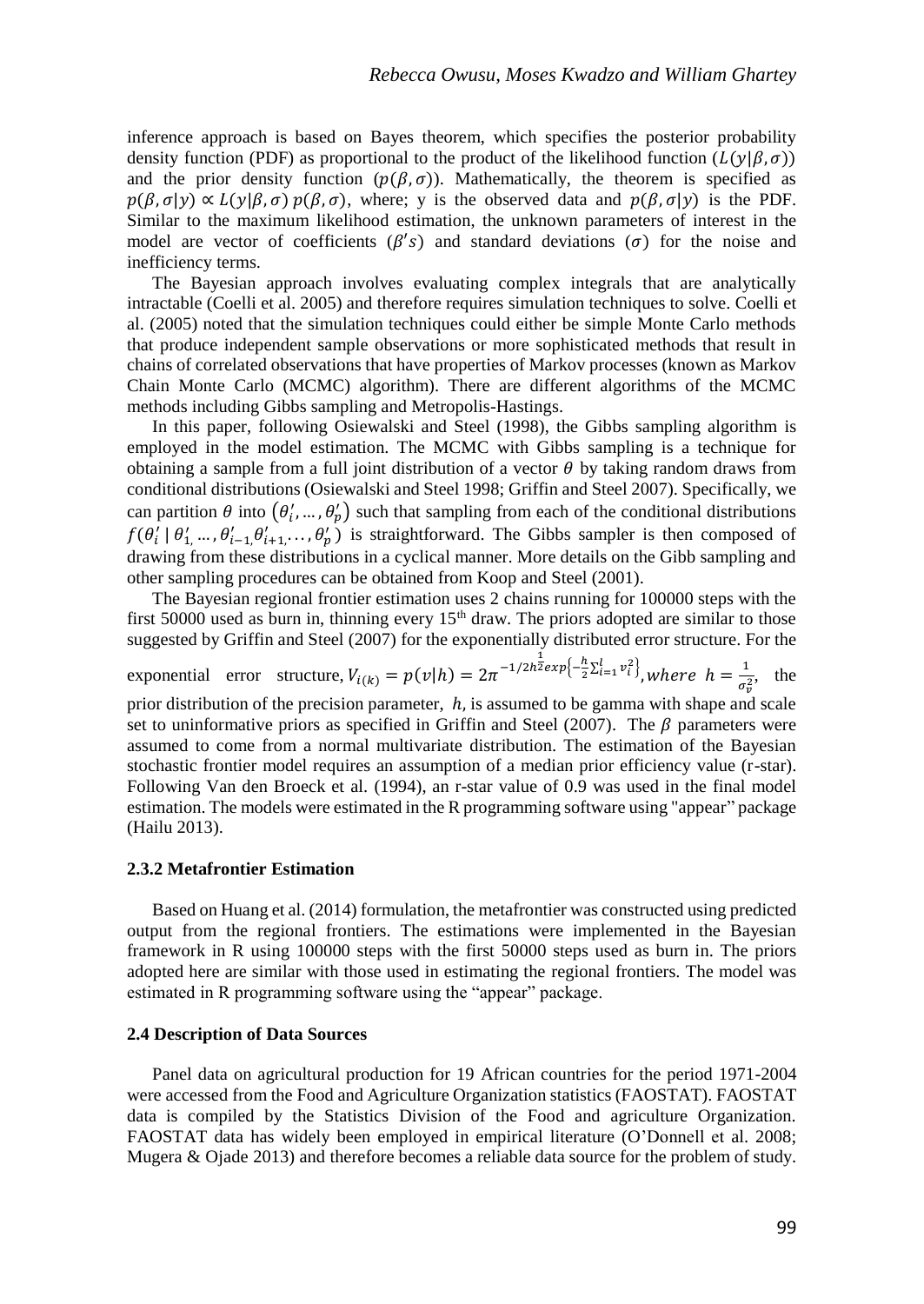inference approach is based on Bayes theorem, which specifies the posterior probability density function (PDF) as proportional to the product of the likelihood function ($L(y|\beta,\sigma)$) and the prior density function ($p(\beta,\sigma)$). Mathematically, the theorem is specified as $p(\beta,\sigma|y) \propto L(y|\beta,\sigma)\, p(\beta,\sigma)$, where; y is the observed data and $p(\beta,\sigma|y)$ is the PDF. Similar to the maximum likelihood estimation, the unknown parameters of interest in the model are vector of coefficients ($\beta's$) and standard deviations ($\sigma$) for the noise and inefficiency terms.

The Bayesian approach involves evaluating complex integrals that are analytically intractable (Coelli et al. 2005) and therefore requires simulation techniques to solve. Coelli et al. (2005) noted that the simulation techniques could either be simple Monte Carlo methods that produce independent sample observations or more sophisticated methods that result in chains of correlated observations that have properties of Markov processes (known as Markov Chain Monte Carlo (MCMC) algorithm). There are different algorithms of the MCMC methods including Gibbs sampling and Metropolis-Hastings.

In this paper, following Osiewalski and Steel (1998), the Gibbs sampling algorithm is employed in the model estimation. The MCMC with Gibbs sampling is a technique for obtaining a sample from a full joint distribution of a vector $\theta$ by taking random draws from conditional distributions (Osiewalski and Steel 1998; Griffin and Steel 2007). Specifically, we can partition $\theta$ into $(\theta_i', \dots, \theta_p')$ such that sampling from each of the conditional distributions $f(\theta_i' \mid \theta_1', \dots, \theta_{i-1}', \theta_{i+1}', \dots, \theta_p')$ is straightforward. The Gibbs sampler is then composed of drawing from these distributions in a cyclical manner. More details on the Gibb sampling and other sampling procedures can be obtained from Koop and Steel (2001).

The Bayesian regional frontier estimation uses 2 chains running for 100000 steps with the first 50000 used as burn in, thinning every 15th draw. The priors adopted are similar to those suggested by Griffin and Steel (2007) for the exponentially distributed error structure. For the exponential error structure, $V_{i(k)} = p(v|h) = 2\pi^{-1/2h^{\frac{1}{2}}exp\left\{-\frac{h}{2}\sum_{i=1}^{l} v_i^2\right\}}, where\ h = \frac{1}{\sigma_v^2}$, the prior distribution of the precision parameter, $h$, is assumed to be gamma with shape and scale set to uninformative priors as specified in Griffin and Steel (2007). The $\beta$ parameters were assumed to come from a normal multivariate distribution. The estimation of the Bayesian stochastic frontier model requires an assumption of a median prior efficiency value (r-star). Following Van den Broeck et al. (1994), an r-star value of 0.9 was used in the final model estimation. The models were estimated in the R programming software using "appear" package (Hailu 2013).

### 2.3.2 Metafrontier Estimation

Based on Huang et al. (2014) formulation, the metafrontier was constructed using predicted output from the regional frontiers. The estimations were implemented in the Bayesian framework in R using 100000 steps with the first 50000 steps used as burn in. The priors adopted here are similar with those used in estimating the regional frontiers. The model was estimated in R programming software using the "appear" package.

### 2.4 Description of Data Sources

Panel data on agricultural production for 19 African countries for the period 1971-2004 were accessed from the Food and Agriculture Organization statistics (FAOSTAT). FAOSTAT data is compiled by the Statistics Division of the Food and agriculture Organization. FAOSTAT data has widely been employed in empirical literature (O'Donnell et al. 2008; Mugera & Ojade 2013) and therefore becomes a reliable data source for the problem of study.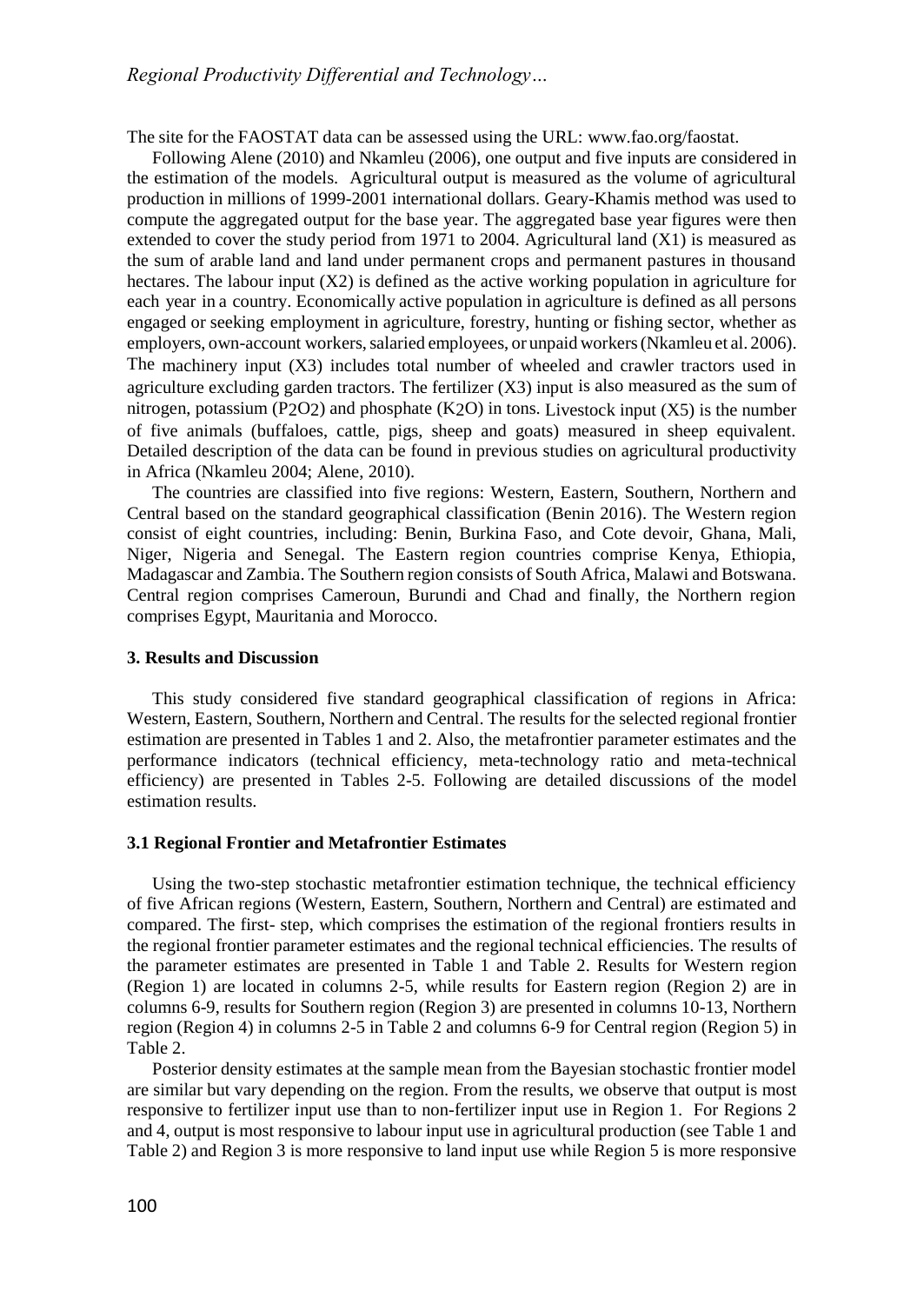The site for the FAOSTAT data can be assessed using the URL: www.fao.org/faostat.

Following Alene (2010) and Nkamleu (2006), one output and five inputs are considered in the estimation of the models. Agricultural output is measured as the volume of agricultural production in millions of 1999-2001 international dollars. Geary-Khamis method was used to compute the aggregated output for the base year. The aggregated base year figures were then extended to cover the study period from 1971 to 2004. Agricultural land (X1) is measured as the sum of arable land and land under permanent crops and permanent pastures in thousand hectares. The labour input (X2) is defined as the active working population in agriculture for each year in a country. Economically active population in agriculture is defined as all persons engaged or seeking employment in agriculture, forestry, hunting or fishing sector, whether as employers, own-account workers, salaried employees, or unpaid workers (Nkamleu et al. 2006). The machinery input (X3) includes total number of wheeled and crawler tractors used in agriculture excluding garden tractors. The fertilizer (X3) input is also measured as the sum of nitrogen, potassium ($P_2O_2$) and phosphate ($K_2O$) in tons. Livestock input (X5) is the number of five animals (buffaloes, cattle, pigs, sheep and goats) measured in sheep equivalent. Detailed description of the data can be found in previous studies on agricultural productivity in Africa (Nkamleu 2004; Alene, 2010).

The countries are classified into five regions: Western, Eastern, Southern, Northern and Central based on the standard geographical classification (Benin 2016). The Western region consist of eight countries, including: Benin, Burkina Faso, and Cote devoir, Ghana, Mali, Niger, Nigeria and Senegal. The Eastern region countries comprise Kenya, Ethiopia, Madagascar and Zambia. The Southern region consists of South Africa, Malawi and Botswana. Central region comprises Cameroun, Burundi and Chad and finally, the Northern region comprises Egypt, Mauritania and Morocco.

### 3. Results and Discussion

This study considered five standard geographical classification of regions in Africa: Western, Eastern, Southern, Northern and Central. The results for the selected regional frontier estimation are presented in Tables 1 and 2. Also, the metafrontier parameter estimates and the performance indicators (technical efficiency, meta-technology ratio and meta-technical efficiency) are presented in Tables 2-5. Following are detailed discussions of the model estimation results.

#### 3.1 Regional Frontier and Metafrontier Estimates

Using the two-step stochastic metafrontier estimation technique, the technical efficiency of five African regions (Western, Eastern, Southern, Northern and Central) are estimated and compared. The first- step, which comprises the estimation of the regional frontiers results in the regional frontier parameter estimates and the regional technical efficiencies. The results of the parameter estimates are presented in Table 1 and Table 2. Results for Western region (Region 1) are located in columns 2-5, while results for Eastern region (Region 2) are in columns 6-9, results for Southern region (Region 3) are presented in columns 10-13, Northern region (Region 4) in columns 2-5 in Table 2 and columns 6-9 for Central region (Region 5) in Table 2.

Posterior density estimates at the sample mean from the Bayesian stochastic frontier model are similar but vary depending on the region. From the results, we observe that output is most responsive to fertilizer input use than to non-fertilizer input use in Region 1. For Regions 2 and 4, output is most responsive to labour input use in agricultural production (see Table 1 and Table 2) and Region 3 is more responsive to land input use while Region 5 is more responsive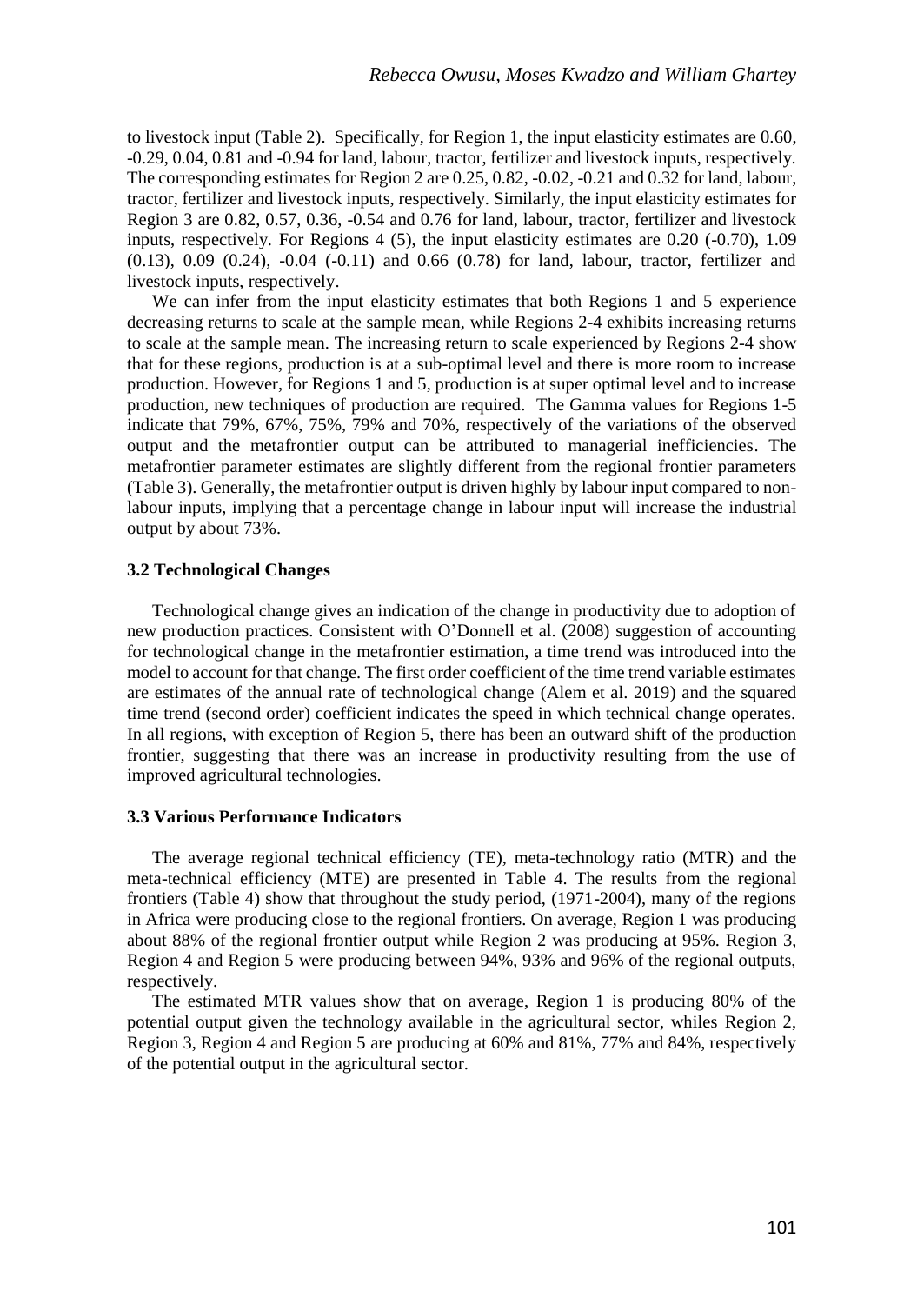to livestock input (Table 2). Specifically, for Region 1, the input elasticity estimates are 0.60, -0.29, 0.04, 0.81 and -0.94 for land, labour, tractor, fertilizer and livestock inputs, respectively. The corresponding estimates for Region 2 are 0.25, 0.82, -0.02, -0.21 and 0.32 for land, labour, tractor, fertilizer and livestock inputs, respectively. Similarly, the input elasticity estimates for Region 3 are 0.82, 0.57, 0.36, -0.54 and 0.76 for land, labour, tractor, fertilizer and livestock inputs, respectively. For Regions 4 (5), the input elasticity estimates are 0.20 (-0.70), 1.09 (0.13), 0.09 (0.24), -0.04 (-0.11) and 0.66 (0.78) for land, labour, tractor, fertilizer and livestock inputs, respectively.

We can infer from the input elasticity estimates that both Regions 1 and 5 experience decreasing returns to scale at the sample mean, while Regions 2-4 exhibits increasing returns to scale at the sample mean. The increasing return to scale experienced by Regions 2-4 show that for these regions, production is at a sub-optimal level and there is more room to increase production. However, for Regions 1 and 5, production is at super optimal level and to increase production, new techniques of production are required. The Gamma values for Regions 1-5 indicate that 79%, 67%, 75%, 79% and 70%, respectively of the variations of the observed output and the metafrontier output can be attributed to managerial inefficiencies. The metafrontier parameter estimates are slightly different from the regional frontier parameters (Table 3). Generally, the metafrontier output is driven highly by labour input compared to non-labour inputs, implying that a percentage change in labour input will increase the industrial output by about 73%.

### 3.2 Technological Changes

Technological change gives an indication of the change in productivity due to adoption of new production practices. Consistent with O'Donnell et al. (2008) suggestion of accounting for technological change in the metafrontier estimation, a time trend was introduced into the model to account for that change. The first order coefficient of the time trend variable estimates are estimates of the annual rate of technological change (Alem et al. 2019) and the squared time trend (second order) coefficient indicates the speed in which technical change operates. In all regions, with exception of Region 5, there has been an outward shift of the production frontier, suggesting that there was an increase in productivity resulting from the use of improved agricultural technologies.

### 3.3 Various Performance Indicators

The average regional technical efficiency (TE), meta-technology ratio (MTR) and the meta-technical efficiency (MTE) are presented in Table 4. The results from the regional frontiers (Table 4) show that throughout the study period, (1971-2004), many of the regions in Africa were producing close to the regional frontiers. On average, Region 1 was producing about 88% of the regional frontier output while Region 2 was producing at 95%. Region 3, Region 4 and Region 5 were producing between 94%, 93% and 96% of the regional outputs, respectively.

The estimated MTR values show that on average, Region 1 is producing 80% of the potential output given the technology available in the agricultural sector, whiles Region 2, Region 3, Region 4 and Region 5 are producing at 60% and 81%, 77% and 84%, respectively of the potential output in the agricultural sector.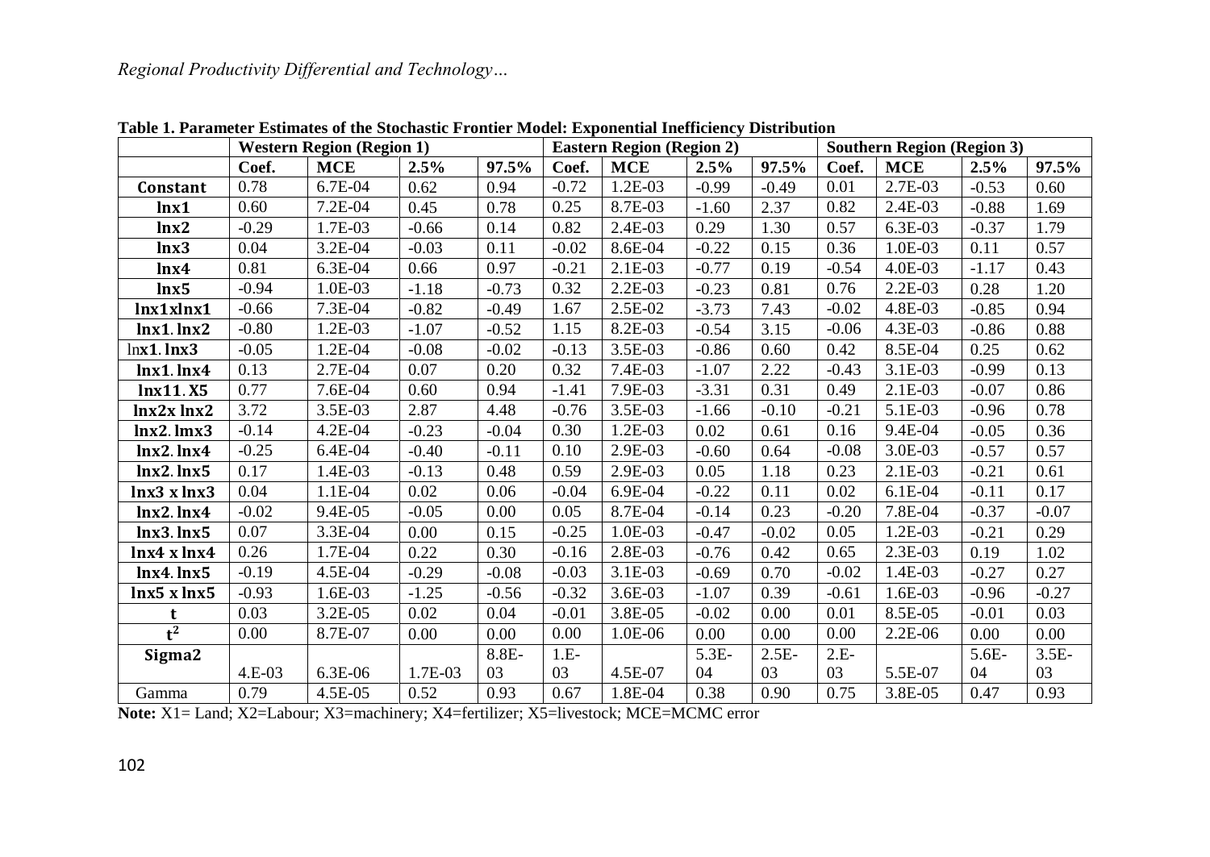**Table 1. Parameter Estimates of the Stochastic Frontier Model: Exponential Inefficiency Distribution**

| | Western Region (Region 1) | | | | Eastern Region (Region 2) | | | | Southern Region (Region 3) | | | |
|---|---|---|---|---|---|---|---|---|---|---|---|---|
| | Coef. | MCE | 2.5% | 97.5% | Coef. | MCE | 2.5% | 97.5% | Coef. | MCE | 2.5% | 97.5% |
| **Constant** | 0.78 | 6.7E-04 | 0.62 | 0.94 | -0.72 | 1.2E-03 | -0.99 | -0.49 | 0.01 | 2.7E-03 | -0.53 | 0.60 |
| **lnx1** | 0.60 | 7.2E-04 | 0.45 | 0.78 | 0.25 | 8.7E-03 | -1.60 | 2.37 | 0.82 | 2.4E-03 | -0.88 | 1.69 |
| **lnx2** | -0.29 | 1.7E-03 | -0.66 | 0.14 | 0.82 | 2.4E-03 | 0.29 | 1.30 | 0.57 | 6.3E-03 | -0.37 | 1.79 |
| **lnx3** | 0.04 | 3.2E-04 | -0.03 | 0.11 | -0.02 | 8.6E-04 | -0.22 | 0.15 | 0.36 | 1.0E-03 | 0.11 | 0.57 |
| **lnx4** | 0.81 | 6.3E-04 | 0.66 | 0.97 | -0.21 | 2.1E-03 | -0.77 | 0.19 | -0.54 | 4.0E-03 | -1.17 | 0.43 |
| **lnx5** | -0.94 | 1.0E-03 | -1.18 | -0.73 | 0.32 | 2.2E-03 | -0.23 | 0.81 | 0.76 | 2.2E-03 | 0.28 | 1.20 |
| **lnx1xlnx1** | -0.66 | 7.3E-04 | -0.82 | -0.49 | 1.67 | 2.5E-02 | -3.73 | 7.43 | -0.02 | 4.8E-03 | -0.85 | 0.94 |
| **lnx1. lnx2** | -0.80 | 1.2E-03 | -1.07 | -0.52 | 1.15 | 8.2E-03 | -0.54 | 3.15 | -0.06 | 4.3E-03 | -0.86 | 0.88 |
| ln**x1. lnx3** | -0.05 | 1.2E-04 | -0.08 | -0.02 | -0.13 | 3.5E-03 | -0.86 | 0.60 | 0.42 | 8.5E-04 | 0.25 | 0.62 |
| **lnx1. lnx4** | 0.13 | 2.7E-04 | 0.07 | 0.20 | 0.32 | 7.4E-03 | -1.07 | 2.22 | -0.43 | 3.1E-03 | -0.99 | 0.13 |
| **lnx11. X5** | 0.77 | 7.6E-04 | 0.60 | 0.94 | -1.41 | 7.9E-03 | -3.31 | 0.31 | 0.49 | 2.1E-03 | -0.07 | 0.86 |
| **lnx2x lnx2** | 3.72 | 3.5E-03 | 2.87 | 4.48 | -0.76 | 3.5E-03 | -1.66 | -0.10 | -0.21 | 5.1E-03 | -0.96 | 0.78 |
| **lnx2. lmx3** | -0.14 | 4.2E-04 | -0.23 | -0.04 | 0.30 | 1.2E-03 | 0.02 | 0.61 | 0.16 | 9.4E-04 | -0.05 | 0.36 |
| **lnx2. lnx4** | -0.25 | 6.4E-04 | -0.40 | -0.11 | 0.10 | 2.9E-03 | -0.60 | 0.64 | -0.08 | 3.0E-03 | -0.57 | 0.57 |
| **lnx2. lnx5** | 0.17 | 1.4E-03 | -0.13 | 0.48 | 0.59 | 2.9E-03 | 0.05 | 1.18 | 0.23 | 2.1E-03 | -0.21 | 0.61 |
| **lnx3 x lnx3** | 0.04 | 1.1E-04 | 0.02 | 0.06 | -0.04 | 6.9E-04 | -0.22 | 0.11 | 0.02 | 6.1E-04 | -0.11 | 0.17 |
| **lnx2. lnx4** | -0.02 | 9.4E-05 | -0.05 | 0.00 | 0.05 | 8.7E-04 | -0.14 | 0.23 | -0.20 | 7.8E-04 | -0.37 | -0.07 |
| **lnx3. lnx5** | 0.07 | 3.3E-04 | 0.00 | 0.15 | -0.25 | 1.0E-03 | -0.47 | -0.02 | 0.05 | 1.2E-03 | -0.21 | 0.29 |
| **lnx4 x lnx4** | 0.26 | 1.7E-04 | 0.22 | 0.30 | -0.16 | 2.8E-03 | -0.76 | 0.42 | 0.65 | 2.3E-03 | 0.19 | 1.02 |
| **lnx4. lnx5** | -0.19 | 4.5E-04 | -0.29 | -0.08 | -0.03 | 3.1E-03 | -0.69 | 0.70 | -0.02 | 1.4E-03 | -0.27 | 0.27 |
| **lnx5 x lnx5** | -0.93 | 1.6E-03 | -1.25 | -0.56 | -0.32 | 3.6E-03 | -1.07 | 0.39 | -0.61 | 1.6E-03 | -0.96 | -0.27 |
| **t** | 0.03 | 3.2E-05 | 0.02 | 0.04 | -0.01 | 3.8E-05 | -0.02 | 0.00 | 0.01 | 8.5E-05 | -0.01 | 0.03 |
| $t^2$ | 0.00 | 8.7E-07 | 0.00 | 0.00 | 0.00 | 1.0E-06 | 0.00 | 0.00 | 0.00 | 2.2E-06 | 0.00 | 0.00 |
| **Sigma2** | 4.E-03 | 6.3E-06 | 1.7E-03 | 8.8E-03 | 1.E-03 | 4.5E-07 | 5.3E-04 | 2.5E-03 | 2.E-03 | 5.5E-07 | 5.6E-04 | 3.5E-03 |
| Gamma | 0.79 | 4.5E-05 | 0.52 | 0.93 | 0.67 | 1.8E-04 | 0.38 | 0.90 | 0.75 | 3.8E-05 | 0.47 | 0.93 |

**Note:** X1= Land; X2=Labour; X3=machinery; X4=fertilizer; X5=livestock; MCE=MCMC error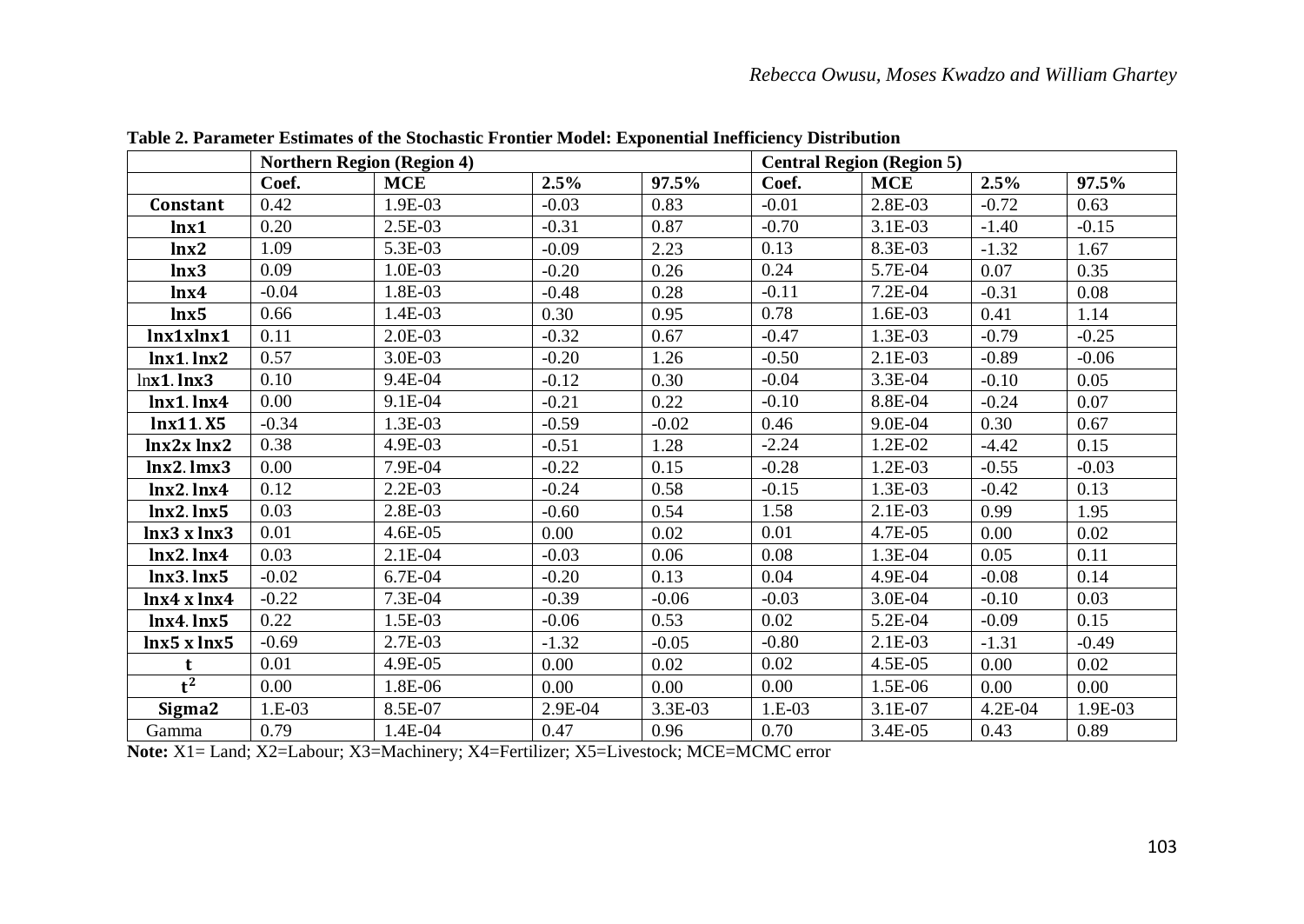**Table 2. Parameter Estimates of the Stochastic Frontier Model: Exponential Inefficiency Distribution**

| | Northern Region (Region 4) | | | | Central Region (Region 5) | | | |
|---|---|---|---|---|---|---|---|---|
| | Coef. | MCE | 2.5% | 97.5% | Coef. | MCE | 2.5% | 97.5% |
| Constant | 0.42 | 1.9E-03 | -0.03 | 0.83 | -0.01 | 2.8E-03 | -0.72 | 0.63 |
| lnx1 | 0.20 | 2.5E-03 | -0.31 | 0.87 | -0.70 | 3.1E-03 | -1.40 | -0.15 |
| lnx2 | 1.09 | 5.3E-03 | -0.09 | 2.23 | 0.13 | 8.3E-03 | -1.32 | 1.67 |
| lnx3 | 0.09 | 1.0E-03 | -0.20 | 0.26 | 0.24 | 5.7E-04 | 0.07 | 0.35 |
| lnx4 | -0.04 | 1.8E-03 | -0.48 | 0.28 | -0.11 | 7.2E-04 | -0.31 | 0.08 |
| lnx5 | 0.66 | 1.4E-03 | 0.30 | 0.95 | 0.78 | 1.6E-03 | 0.41 | 1.14 |
| lnx1xlnx1 | 0.11 | 2.0E-03 | -0.32 | 0.67 | -0.47 | 1.3E-03 | -0.79 | -0.25 |
| lnx1. lnx2 | 0.57 | 3.0E-03 | -0.20 | 1.26 | -0.50 | 2.1E-03 | -0.89 | -0.06 |
| lnx1. lnx3 | 0.10 | 9.4E-04 | -0.12 | 0.30 | -0.04 | 3.3E-04 | -0.10 | 0.05 |
| lnx1. lnx4 | 0.00 | 9.1E-04 | -0.21 | 0.22 | -0.10 | 8.8E-04 | -0.24 | 0.07 |
| lnx11. X5 | -0.34 | 1.3E-03 | -0.59 | -0.02 | 0.46 | 9.0E-04 | 0.30 | 0.67 |
| lnx2x lnx2 | 0.38 | 4.9E-03 | -0.51 | 1.28 | -2.24 | 1.2E-02 | -4.42 | 0.15 |
| lnx2. lmx3 | 0.00 | 7.9E-04 | -0.22 | 0.15 | -0.28 | 1.2E-03 | -0.55 | -0.03 |
| lnx2. lnx4 | 0.12 | 2.2E-03 | -0.24 | 0.58 | -0.15 | 1.3E-03 | -0.42 | 0.13 |
| lnx2. lnx5 | 0.03 | 2.8E-03 | -0.60 | 0.54 | 1.58 | 2.1E-03 | 0.99 | 1.95 |
| lnx3 x lnx3 | 0.01 | 4.6E-05 | 0.00 | 0.02 | 0.01 | 4.7E-05 | 0.00 | 0.02 |
| lnx2. lnx4 | 0.03 | 2.1E-04 | -0.03 | 0.06 | 0.08 | 1.3E-04 | 0.05 | 0.11 |
| lnx3. lnx5 | -0.02 | 6.7E-04 | -0.20 | 0.13 | 0.04 | 4.9E-04 | -0.08 | 0.14 |
| lnx4 x lnx4 | -0.22 | 7.3E-04 | -0.39 | -0.06 | -0.03 | 3.0E-04 | -0.10 | 0.03 |
| lnx4. lnx5 | 0.22 | 1.5E-03 | -0.06 | 0.53 | 0.02 | 5.2E-04 | -0.09 | 0.15 |
| lnx5 x lnx5 | -0.69 | 2.7E-03 | -1.32 | -0.05 | -0.80 | 2.1E-03 | -1.31 | -0.49 |
| t | 0.01 | 4.9E-05 | 0.00 | 0.02 | 0.02 | 4.5E-05 | 0.00 | 0.02 |
| $t^2$ | 0.00 | 1.8E-06 | 0.00 | 0.00 | 0.00 | 1.5E-06 | 0.00 | 0.00 |
| Sigma2 | 1.E-03 | 8.5E-07 | 2.9E-04 | 3.3E-03 | 1.E-03 | 3.1E-07 | 4.2E-04 | 1.9E-03 |
| Gamma | 0.79 | 1.4E-04 | 0.47 | 0.96 | 0.70 | 3.4E-05 | 0.43 | 0.89 |

**Note:** X1= Land; X2=Labour; X3=Machinery; X4=Fertilizer; X5=Livestock; MCE=MCMC error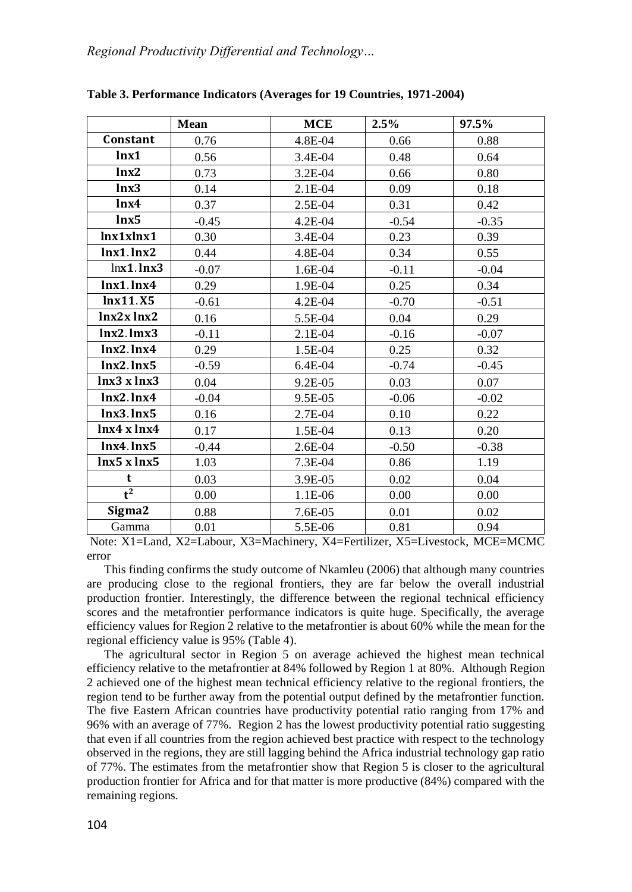**Table 3. Performance Indicators (Averages for 19 Countries, 1971-2004)**

| | Mean | MCE | 2.5% | 97.5% |
|---|---|---|---|---|
| **Constant** | 0.76 | 4.8E-04 | 0.66 | 0.88 |
| **lnx1** | 0.56 | 3.4E-04 | 0.48 | 0.64 |
| **lnx2** | 0.73 | 3.2E-04 | 0.66 | 0.80 |
| **lnx3** | 0.14 | 2.1E-04 | 0.09 | 0.18 |
| **lnx4** | 0.37 | 2.5E-04 | 0.31 | 0.42 |
| **lnx5** | -0.45 | 4.2E-04 | -0.54 | -0.35 |
| **lnx1xlnx1** | 0.30 | 3.4E-04 | 0.23 | 0.39 |
| **lnx1.lnx2** | 0.44 | 4.8E-04 | 0.34 | 0.55 |
| ln**x1.lnx3** | -0.07 | 1.6E-04 | -0.11 | -0.04 |
| **lnx1.lnx4** | 0.29 | 1.9E-04 | 0.25 | 0.34 |
| **lnx11.X5** | -0.61 | 4.2E-04 | -0.70 | -0.51 |
| **lnx2x lnx2** | 0.16 | 5.5E-04 | 0.04 | 0.29 |
| **lnx2.lmx3** | -0.11 | 2.1E-04 | -0.16 | -0.07 |
| **lnx2.lnx4** | 0.29 | 1.5E-04 | 0.25 | 0.32 |
| **lnx2.lnx5** | -0.59 | 6.4E-04 | -0.74 | -0.45 |
| **lnx3 x lnx3** | 0.04 | 9.2E-05 | 0.03 | 0.07 |
| **lnx2.lnx4** | -0.04 | 9.5E-05 | -0.06 | -0.02 |
| **lnx3.lnx5** | 0.16 | 2.7E-04 | 0.10 | 0.22 |
| **lnx4 x lnx4** | 0.17 | 1.5E-04 | 0.13 | 0.20 |
| **lnx4.lnx5** | -0.44 | 2.6E-04 | -0.50 | -0.38 |
| **lnx5 x lnx5** | 1.03 | 7.3E-04 | 0.86 | 1.19 |
| **t** | 0.03 | 3.9E-05 | 0.02 | 0.04 |
| **$t^2$** | 0.00 | 1.1E-06 | 0.00 | 0.00 |
| **Sigma2** | 0.88 | 7.6E-05 | 0.01 | 0.02 |
| Gamma | 0.01 | 5.5E-06 | 0.81 | 0.94 |

Note: X1=Land, X2=Labour, X3=Machinery, X4=Fertilizer, X5=Livestock, MCE=MCMC error

This finding confirms the study outcome of Nkamleu (2006) that although many countries are producing close to the regional frontiers, they are far below the overall industrial production frontier. Interestingly, the difference between the regional technical efficiency scores and the metafrontier performance indicators is quite huge. Specifically, the average efficiency values for Region 2 relative to the metafrontier is about 60% while the mean for the regional efficiency value is 95% (Table 4).

The agricultural sector in Region 5 on average achieved the highest mean technical efficiency relative to the metafrontier at 84% followed by Region 1 at 80%. Although Region 2 achieved one of the highest mean technical efficiency relative to the regional frontiers, the region tend to be further away from the potential output defined by the metafrontier function. The five Eastern African countries have productivity potential ratio ranging from 17% and 96% with an average of 77%. Region 2 has the lowest productivity potential ratio suggesting that even if all countries from the region achieved best practice with respect to the technology observed in the regions, they are still lagging behind the Africa industrial technology gap ratio of 77%. The estimates from the metafrontier show that Region 5 is closer to the agricultural production frontier for Africa and for that matter is more productive (84%) compared with the remaining regions.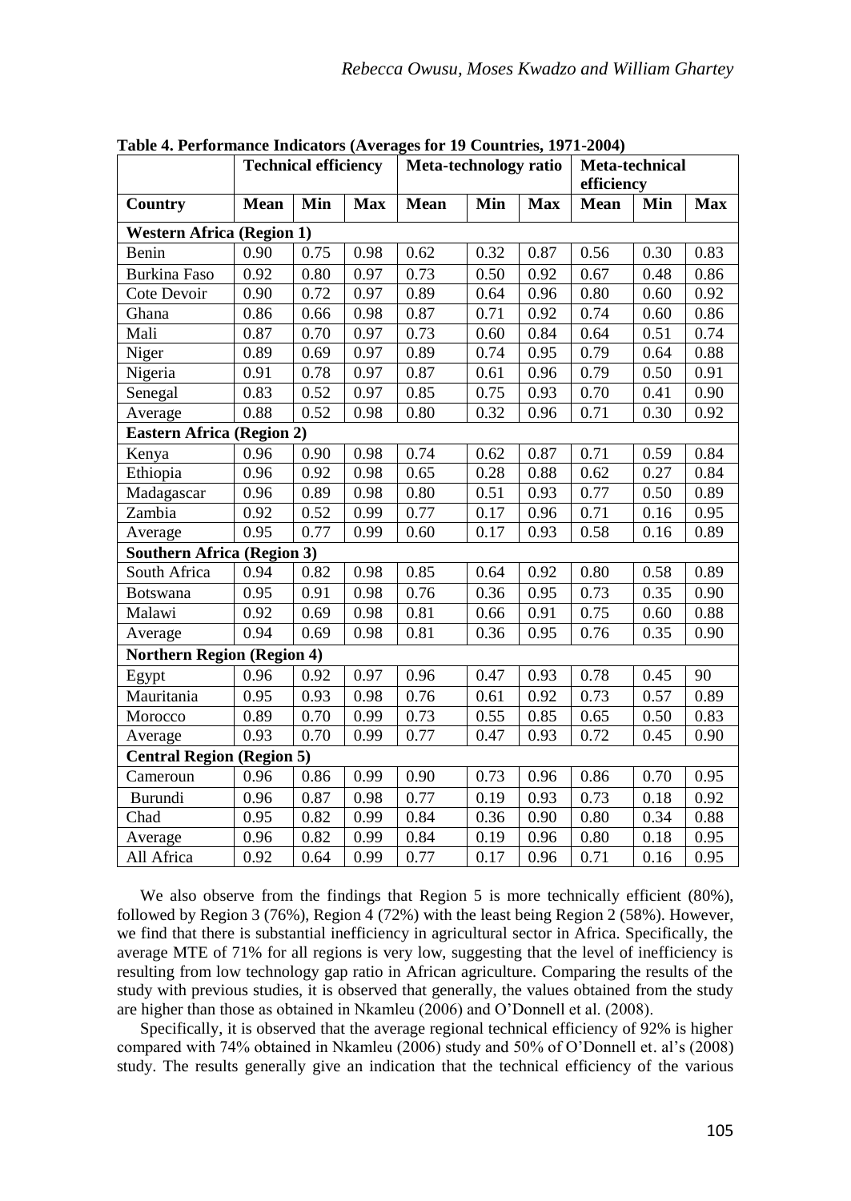**Table 4. Performance Indicators (Averages for 19 Countries, 1971-2004)**

| | Technical efficiency | | | Meta-technology ratio | | | Meta-technical efficiency | | |
|---|---|---|---|---|---|---|---|---|---|
| **Country** | **Mean** | **Min** | **Max** | **Mean** | **Min** | **Max** | **Mean** | **Min** | **Max** |
| **Western Africa (Region 1)** | | | | | | | | | |
| Benin | 0.90 | 0.75 | 0.98 | 0.62 | 0.32 | 0.87 | 0.56 | 0.30 | 0.83 |
| Burkina Faso | 0.92 | 0.80 | 0.97 | 0.73 | 0.50 | 0.92 | 0.67 | 0.48 | 0.86 |
| Cote Devoir | 0.90 | 0.72 | 0.97 | 0.89 | 0.64 | 0.96 | 0.80 | 0.60 | 0.92 |
| Ghana | 0.86 | 0.66 | 0.98 | 0.87 | 0.71 | 0.92 | 0.74 | 0.60 | 0.86 |
| Mali | 0.87 | 0.70 | 0.97 | 0.73 | 0.60 | 0.84 | 0.64 | 0.51 | 0.74 |
| Niger | 0.89 | 0.69 | 0.97 | 0.89 | 0.74 | 0.95 | 0.79 | 0.64 | 0.88 |
| Nigeria | 0.91 | 0.78 | 0.97 | 0.87 | 0.61 | 0.96 | 0.79 | 0.50 | 0.91 |
| Senegal | 0.83 | 0.52 | 0.97 | 0.85 | 0.75 | 0.93 | 0.70 | 0.41 | 0.90 |
| Average | 0.88 | 0.52 | 0.98 | 0.80 | 0.32 | 0.96 | 0.71 | 0.30 | 0.92 |
| **Eastern Africa (Region 2)** | | | | | | | | | |
| Kenya | 0.96 | 0.90 | 0.98 | 0.74 | 0.62 | 0.87 | 0.71 | 0.59 | 0.84 |
| Ethiopia | 0.96 | 0.92 | 0.98 | 0.65 | 0.28 | 0.88 | 0.62 | 0.27 | 0.84 |
| Madagascar | 0.96 | 0.89 | 0.98 | 0.80 | 0.51 | 0.93 | 0.77 | 0.50 | 0.89 |
| Zambia | 0.92 | 0.52 | 0.99 | 0.77 | 0.17 | 0.96 | 0.71 | 0.16 | 0.95 |
| Average | 0.95 | 0.77 | 0.99 | 0.60 | 0.17 | 0.93 | 0.58 | 0.16 | 0.89 |
| **Southern Africa (Region 3)** | | | | | | | | | |
| South Africa | 0.94 | 0.82 | 0.98 | 0.85 | 0.64 | 0.92 | 0.80 | 0.58 | 0.89 |
| Botswana | 0.95 | 0.91 | 0.98 | 0.76 | 0.36 | 0.95 | 0.73 | 0.35 | 0.90 |
| Malawi | 0.92 | 0.69 | 0.98 | 0.81 | 0.66 | 0.91 | 0.75 | 0.60 | 0.88 |
| Average | 0.94 | 0.69 | 0.98 | 0.81 | 0.36 | 0.95 | 0.76 | 0.35 | 0.90 |
| **Northern Region (Region 4)** | | | | | | | | | |
| Egypt | 0.96 | 0.92 | 0.97 | 0.96 | 0.47 | 0.93 | 0.78 | 0.45 | 90 |
| Mauritania | 0.95 | 0.93 | 0.98 | 0.76 | 0.61 | 0.92 | 0.73 | 0.57 | 0.89 |
| Morocco | 0.89 | 0.70 | 0.99 | 0.73 | 0.55 | 0.85 | 0.65 | 0.50 | 0.83 |
| Average | 0.93 | 0.70 | 0.99 | 0.77 | 0.47 | 0.93 | 0.72 | 0.45 | 0.90 |
| **Central Region (Region 5)** | | | | | | | | | |
| Cameroun | 0.96 | 0.86 | 0.99 | 0.90 | 0.73 | 0.96 | 0.86 | 0.70 | 0.95 |
| Burundi | 0.96 | 0.87 | 0.98 | 0.77 | 0.19 | 0.93 | 0.73 | 0.18 | 0.92 |
| Chad | 0.95 | 0.82 | 0.99 | 0.84 | 0.36 | 0.90 | 0.80 | 0.34 | 0.88 |
| Average | 0.96 | 0.82 | 0.99 | 0.84 | 0.19 | 0.96 | 0.80 | 0.18 | 0.95 |
| All Africa | 0.92 | 0.64 | 0.99 | 0.77 | 0.17 | 0.96 | 0.71 | 0.16 | 0.95 |

We also observe from the findings that Region 5 is more technically efficient (80%), followed by Region 3 (76%), Region 4 (72%) with the least being Region 2 (58%). However, we find that there is substantial inefficiency in agricultural sector in Africa. Specifically, the average MTE of 71% for all regions is very low, suggesting that the level of inefficiency is resulting from low technology gap ratio in African agriculture. Comparing the results of the study with previous studies, it is observed that generally, the values obtained from the study are higher than those as obtained in Nkamleu (2006) and O'Donnell et al. (2008).

Specifically, it is observed that the average regional technical efficiency of 92% is higher compared with 74% obtained in Nkamleu (2006) study and 50% of O'Donnell et. al's (2008) study. The results generally give an indication that the technical efficiency of the various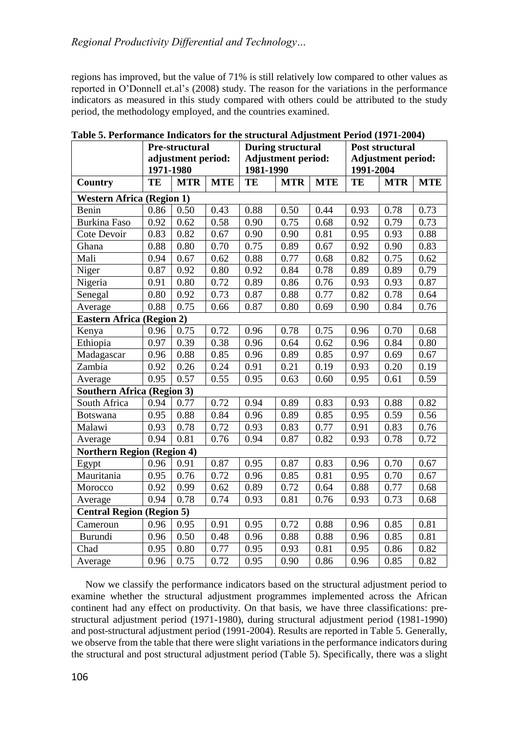regions has improved, but the value of 71% is still relatively low compared to other values as reported in O'Donnell et.al's (2008) study. The reason for the variations in the performance indicators as measured in this study compared with others could be attributed to the study period, the methodology employed, and the countries examined.

**Table 5. Performance Indicators for the structural Adjustment Period (1971-2004)**

| | Pre-structural adjustment period: 1971-1980 | | | During structural Adjustment period: 1981-1990 | | | Post structural Adjustment period: 1991-2004 | | |
|---|---|---|---|---|---|---|---|---|---|
| **Country** | **TE** | **MTR** | **MTE** | **TE** | **MTR** | **MTE** | **TE** | **MTR** | **MTE** |
| **Western Africa (Region 1)** | | | | | | | | | |
| Benin | 0.86 | 0.50 | 0.43 | 0.88 | 0.50 | 0.44 | 0.93 | 0.78 | 0.73 |
| Burkina Faso | 0.92 | 0.62 | 0.58 | 0.90 | 0.75 | 0.68 | 0.92 | 0.79 | 0.73 |
| Cote Devoir | 0.83 | 0.82 | 0.67 | 0.90 | 0.90 | 0.81 | 0.95 | 0.93 | 0.88 |
| Ghana | 0.88 | 0.80 | 0.70 | 0.75 | 0.89 | 0.67 | 0.92 | 0.90 | 0.83 |
| Mali | 0.94 | 0.67 | 0.62 | 0.88 | 0.77 | 0.68 | 0.82 | 0.75 | 0.62 |
| Niger | 0.87 | 0.92 | 0.80 | 0.92 | 0.84 | 0.78 | 0.89 | 0.89 | 0.79 |
| Nigeria | 0.91 | 0.80 | 0.72 | 0.89 | 0.86 | 0.76 | 0.93 | 0.93 | 0.87 |
| Senegal | 0.80 | 0.92 | 0.73 | 0.87 | 0.88 | 0.77 | 0.82 | 0.78 | 0.64 |
| Average | 0.88 | 0.75 | 0.66 | 0.87 | 0.80 | 0.69 | 0.90 | 0.84 | 0.76 |
| **Eastern Africa (Region 2)** | | | | | | | | | |
| Kenya | 0.96 | 0.75 | 0.72 | 0.96 | 0.78 | 0.75 | 0.96 | 0.70 | 0.68 |
| Ethiopia | 0.97 | 0.39 | 0.38 | 0.96 | 0.64 | 0.62 | 0.96 | 0.84 | 0.80 |
| Madagascar | 0.96 | 0.88 | 0.85 | 0.96 | 0.89 | 0.85 | 0.97 | 0.69 | 0.67 |
| Zambia | 0.92 | 0.26 | 0.24 | 0.91 | 0.21 | 0.19 | 0.93 | 0.20 | 0.19 |
| Average | 0.95 | 0.57 | 0.55 | 0.95 | 0.63 | 0.60 | 0.95 | 0.61 | 0.59 |
| **Southern Africa (Region 3)** | | | | | | | | | |
| South Africa | 0.94 | 0.77 | 0.72 | 0.94 | 0.89 | 0.83 | 0.93 | 0.88 | 0.82 |
| Botswana | 0.95 | 0.88 | 0.84 | 0.96 | 0.89 | 0.85 | 0.95 | 0.59 | 0.56 |
| Malawi | 0.93 | 0.78 | 0.72 | 0.93 | 0.83 | 0.77 | 0.91 | 0.83 | 0.76 |
| Average | 0.94 | 0.81 | 0.76 | 0.94 | 0.87 | 0.82 | 0.93 | 0.78 | 0.72 |
| **Northern Region (Region 4)** | | | | | | | | | |
| Egypt | 0.96 | 0.91 | 0.87 | 0.95 | 0.87 | 0.83 | 0.96 | 0.70 | 0.67 |
| Mauritania | 0.95 | 0.76 | 0.72 | 0.96 | 0.85 | 0.81 | 0.95 | 0.70 | 0.67 |
| Morocco | 0.92 | 0.99 | 0.62 | 0.89 | 0.72 | 0.64 | 0.88 | 0.77 | 0.68 |
| Average | 0.94 | 0.78 | 0.74 | 0.93 | 0.81 | 0.76 | 0.93 | 0.73 | 0.68 |
| **Central Region (Region 5)** | | | | | | | | | |
| Cameroun | 0.96 | 0.95 | 0.91 | 0.95 | 0.72 | 0.88 | 0.96 | 0.85 | 0.81 |
| Burundi | 0.96 | 0.50 | 0.48 | 0.96 | 0.88 | 0.88 | 0.96 | 0.85 | 0.81 |
| Chad | 0.95 | 0.80 | 0.77 | 0.95 | 0.93 | 0.81 | 0.95 | 0.86 | 0.82 |
| Average | 0.96 | 0.75 | 0.72 | 0.95 | 0.90 | 0.86 | 0.96 | 0.85 | 0.82 |

Now we classify the performance indicators based on the structural adjustment period to examine whether the structural adjustment programmes implemented across the African continent had any effect on productivity. On that basis, we have three classifications: pre-structural adjustment period (1971-1980), during structural adjustment period (1981-1990) and post-structural adjustment period (1991-2004). Results are reported in Table 5. Generally, we observe from the table that there were slight variations in the performance indicators during the structural and post structural adjustment period (Table 5). Specifically, there was a slight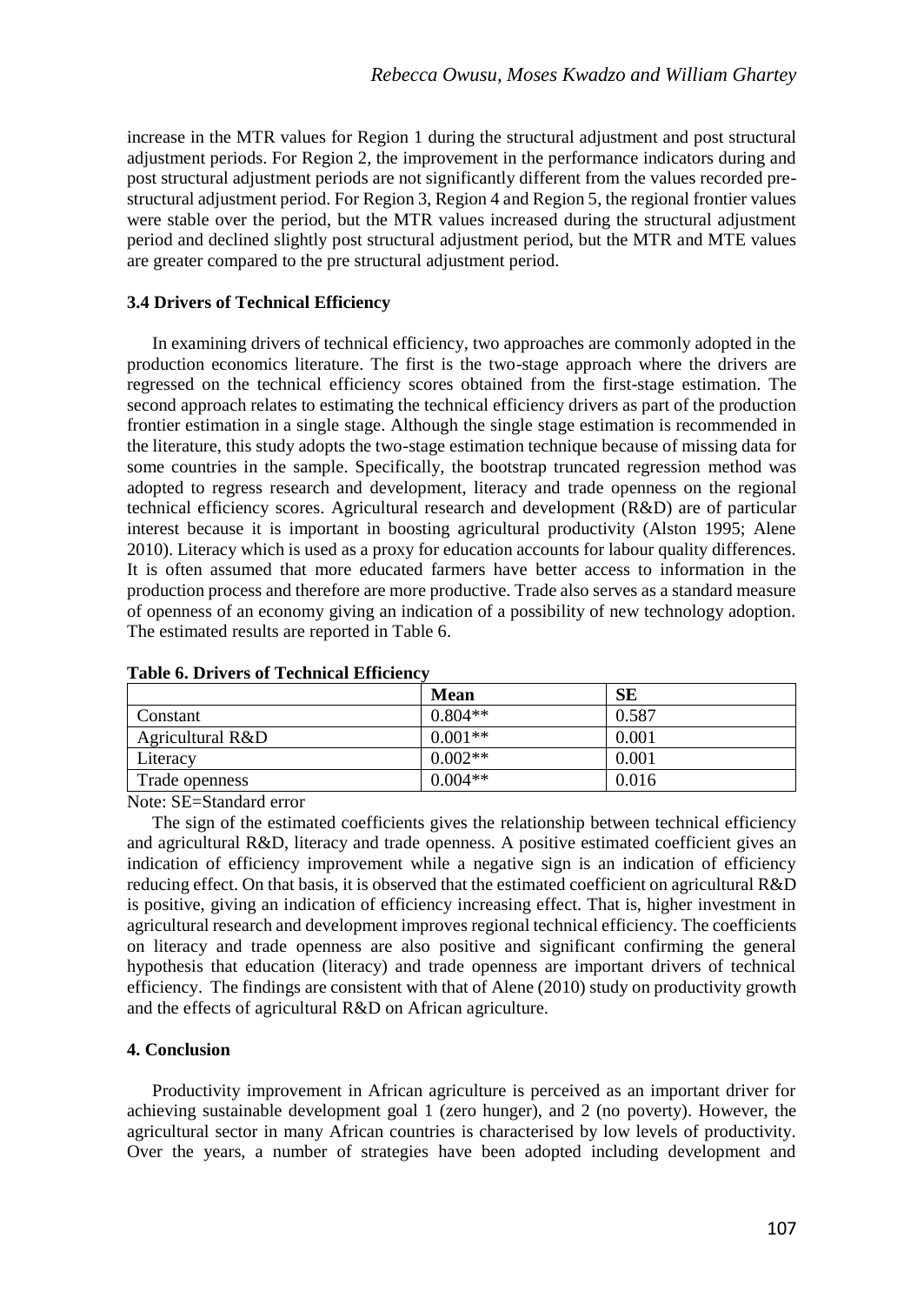increase in the MTR values for Region 1 during the structural adjustment and post structural adjustment periods. For Region 2, the improvement in the performance indicators during and post structural adjustment periods are not significantly different from the values recorded pre-structural adjustment period. For Region 3, Region 4 and Region 5, the regional frontier values were stable over the period, but the MTR values increased during the structural adjustment period and declined slightly post structural adjustment period, but the MTR and MTE values are greater compared to the pre structural adjustment period.

### 3.4 Drivers of Technical Efficiency

In examining drivers of technical efficiency, two approaches are commonly adopted in the production economics literature. The first is the two-stage approach where the drivers are regressed on the technical efficiency scores obtained from the first-stage estimation. The second approach relates to estimating the technical efficiency drivers as part of the production frontier estimation in a single stage. Although the single stage estimation is recommended in the literature, this study adopts the two-stage estimation technique because of missing data for some countries in the sample. Specifically, the bootstrap truncated regression method was adopted to regress research and development, literacy and trade openness on the regional technical efficiency scores. Agricultural research and development (R&D) are of particular interest because it is important in boosting agricultural productivity (Alston 1995; Alene 2010). Literacy which is used as a proxy for education accounts for labour quality differences. It is often assumed that more educated farmers have better access to information in the production process and therefore are more productive. Trade also serves as a standard measure of openness of an economy giving an indication of a possibility of new technology adoption. The estimated results are reported in Table 6.

**Table 6. Drivers of Technical Efficiency**

| | Mean | SE |
|---|---|---|
| Constant | 0.804** | 0.587 |
| Agricultural R&D | 0.001** | 0.001 |
| Literacy | 0.002** | 0.001 |
| Trade openness | 0.004** | 0.016 |

Note: SE=Standard error

The sign of the estimated coefficients gives the relationship between technical efficiency and agricultural R&D, literacy and trade openness. A positive estimated coefficient gives an indication of efficiency improvement while a negative sign is an indication of efficiency reducing effect. On that basis, it is observed that the estimated coefficient on agricultural R&D is positive, giving an indication of efficiency increasing effect. That is, higher investment in agricultural research and development improves regional technical efficiency. The coefficients on literacy and trade openness are also positive and significant confirming the general hypothesis that education (literacy) and trade openness are important drivers of technical efficiency. The findings are consistent with that of Alene (2010) study on productivity growth and the effects of agricultural R&D on African agriculture.

## 4. Conclusion

Productivity improvement in African agriculture is perceived as an important driver for achieving sustainable development goal 1 (zero hunger), and 2 (no poverty). However, the agricultural sector in many African countries is characterised by low levels of productivity. Over the years, a number of strategies have been adopted including development and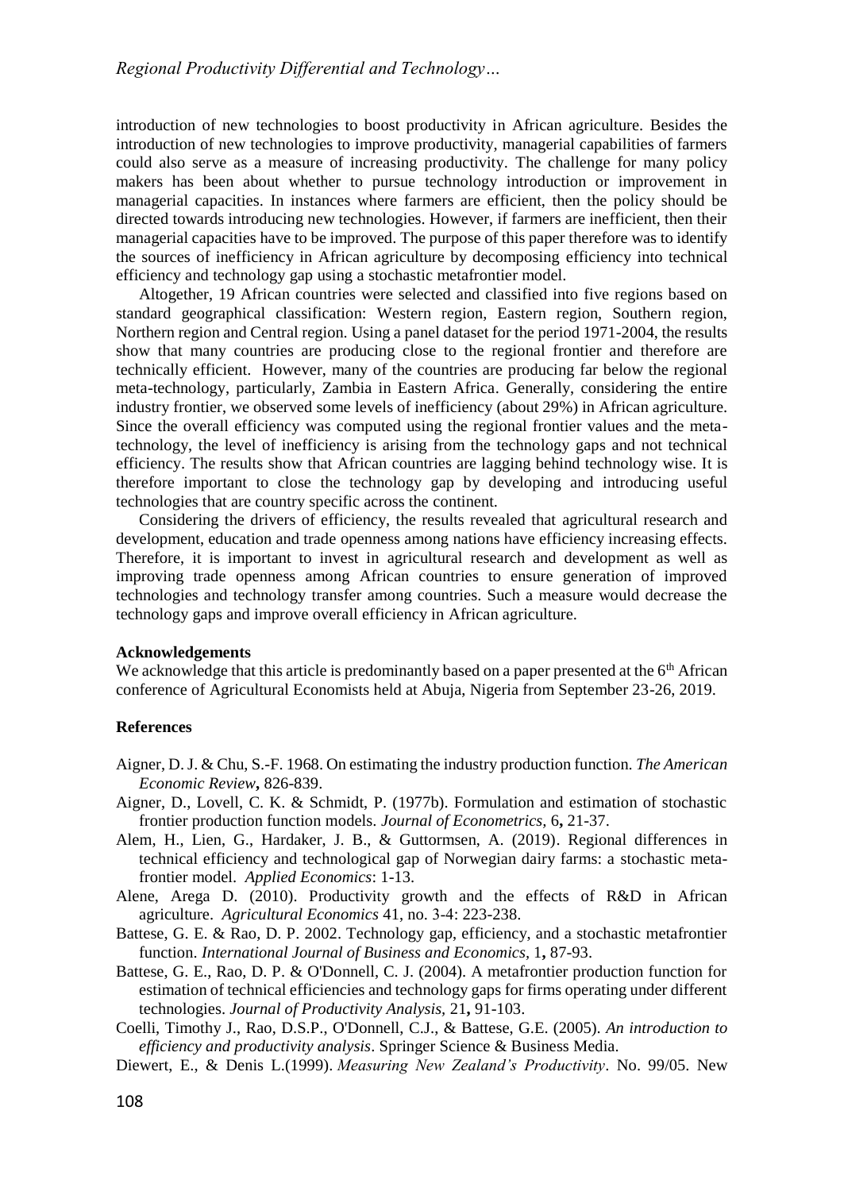introduction of new technologies to boost productivity in African agriculture. Besides the introduction of new technologies to improve productivity, managerial capabilities of farmers could also serve as a measure of increasing productivity. The challenge for many policy makers has been about whether to pursue technology introduction or improvement in managerial capacities. In instances where farmers are efficient, then the policy should be directed towards introducing new technologies. However, if farmers are inefficient, then their managerial capacities have to be improved. The purpose of this paper therefore was to identify the sources of inefficiency in African agriculture by decomposing efficiency into technical efficiency and technology gap using a stochastic metafrontier model.

Altogether, 19 African countries were selected and classified into five regions based on standard geographical classification: Western region, Eastern region, Southern region, Northern region and Central region. Using a panel dataset for the period 1971-2004, the results show that many countries are producing close to the regional frontier and therefore are technically efficient. However, many of the countries are producing far below the regional meta-technology, particularly, Zambia in Eastern Africa. Generally, considering the entire industry frontier, we observed some levels of inefficiency (about 29%) in African agriculture. Since the overall efficiency was computed using the regional frontier values and the meta-technology, the level of inefficiency is arising from the technology gaps and not technical efficiency. The results show that African countries are lagging behind technology wise. It is therefore important to close the technology gap by developing and introducing useful technologies that are country specific across the continent.

Considering the drivers of efficiency, the results revealed that agricultural research and development, education and trade openness among nations have efficiency increasing effects. Therefore, it is important to invest in agricultural research and development as well as improving trade openness among African countries to ensure generation of improved technologies and technology transfer among countries. Such a measure would decrease the technology gaps and improve overall efficiency in African agriculture.

**Acknowledgements**

We acknowledge that this article is predominantly based on a paper presented at the 6th African conference of Agricultural Economists held at Abuja, Nigeria from September 23-26, 2019.

**References**

Aigner, D. J. & Chu, S.-F. 1968. On estimating the industry production function. *The American Economic Review***,** 826-839.

Aigner, D., Lovell, C. K. & Schmidt, P. (1977b). Formulation and estimation of stochastic frontier production function models. *Journal of Econometrics,* 6**,** 21-37.

Alem, H., Lien, G., Hardaker, J. B., & Guttormsen, A. (2019). Regional differences in technical efficiency and technological gap of Norwegian dairy farms: a stochastic metafrontier model. *Applied Economics*: 1-13.

Alene, Arega D. (2010). Productivity growth and the effects of R&D in African agriculture. *Agricultural Economics* 41, no. 3-4: 223-238.

Battese, G. E. & Rao, D. P. 2002. Technology gap, efficiency, and a stochastic metafrontier function. *International Journal of Business and Economics,* 1**,** 87-93.

Battese, G. E., Rao, D. P. & O'Donnell, C. J. (2004). A metafrontier production function for estimation of technical efficiencies and technology gaps for firms operating under different technologies. *Journal of Productivity Analysis,* 21**,** 91-103.

Coelli, Timothy J., Rao, D.S.P., O'Donnell, C.J., & Battese, G.E. (2005). *An introduction to efficiency and productivity analysis*. Springer Science & Business Media.

Diewert, E., & Denis L.(1999). *Measuring New Zealand's Productivity*. No. 99/05. New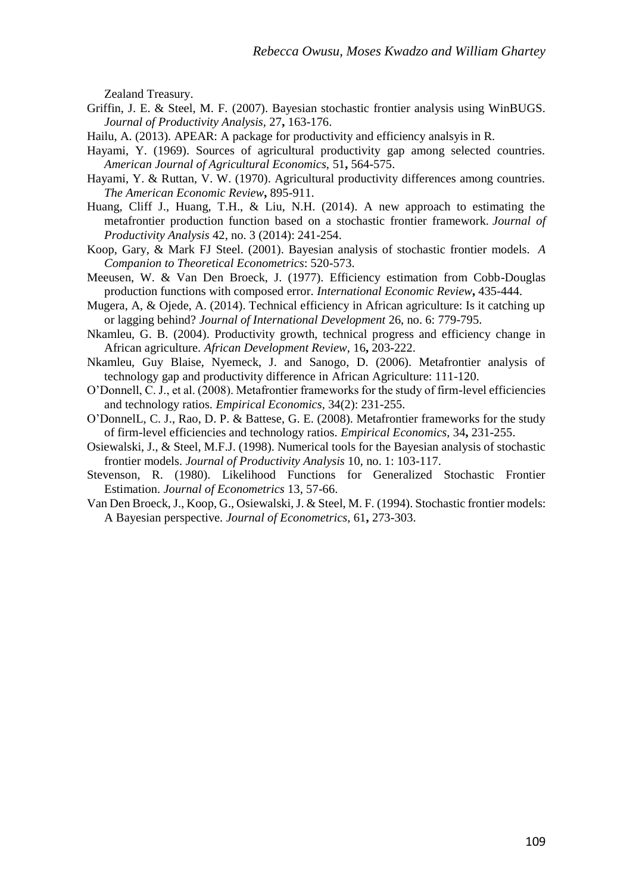Zealand Treasury.

Griffin, J. E. & Steel, M. F. (2007). Bayesian stochastic frontier analysis using WinBUGS. *Journal of Productivity Analysis,* 27**,** 163-176.

Hailu, A. (2013). APEAR: A package for productivity and efficiency analsyis in R.

Hayami, Y. (1969). Sources of agricultural productivity gap among selected countries. *American Journal of Agricultural Economics,* 51**,** 564-575.

Hayami, Y. & Ruttan, V. W. (1970). Agricultural productivity differences among countries. *The American Economic Review***,** 895-911.

Huang, Cliff J., Huang, T.H., & Liu, N.H. (2014). A new approach to estimating the metafrontier production function based on a stochastic frontier framework. *Journal of Productivity Analysis* 42, no. 3 (2014): 241-254.

Koop, Gary, & Mark FJ Steel. (2001). Bayesian analysis of stochastic frontier models. *A Companion to Theoretical Econometrics*: 520-573.

Meeusen, W. & Van Den Broeck, J. (1977). Efficiency estimation from Cobb-Douglas production functions with composed error. *International Economic Review***,** 435-444.

Mugera, A, & Ojede, A. (2014). Technical efficiency in African agriculture: Is it catching up or lagging behind? *Journal of International Development* 26, no. 6: 779-795.

Nkamleu, G. B. (2004). Productivity growth, technical progress and efficiency change in African agriculture. *African Development Review,* 16**,** 203-222.

Nkamleu, Guy Blaise, Nyemeck, J. and Sanogo, D. (2006). Metafrontier analysis of technology gap and productivity difference in African Agriculture: 111-120.

O'Donnell, C. J., et al. (2008). Metafrontier frameworks for the study of firm-level efficiencies and technology ratios. *Empirical Economics*, 34(2): 231-255.

O'DonnelL, C. J., Rao, D. P. & Battese, G. E. (2008). Metafrontier frameworks for the study of firm-level efficiencies and technology ratios. *Empirical Economics,* 34**,** 231-255.

Osiewalski, J., & Steel, M.F.J. (1998). Numerical tools for the Bayesian analysis of stochastic frontier models. *Journal of Productivity Analysis* 10, no. 1: 103-117.

Stevenson, R. (1980). Likelihood Functions for Generalized Stochastic Frontier Estimation. *Journal of Econometrics* 13, 57-66.

Van Den Broeck, J., Koop, G., Osiewalski, J. & Steel, M. F. (1994). Stochastic frontier models: A Bayesian perspective. *Journal of Econometrics,* 61**,** 273-303.